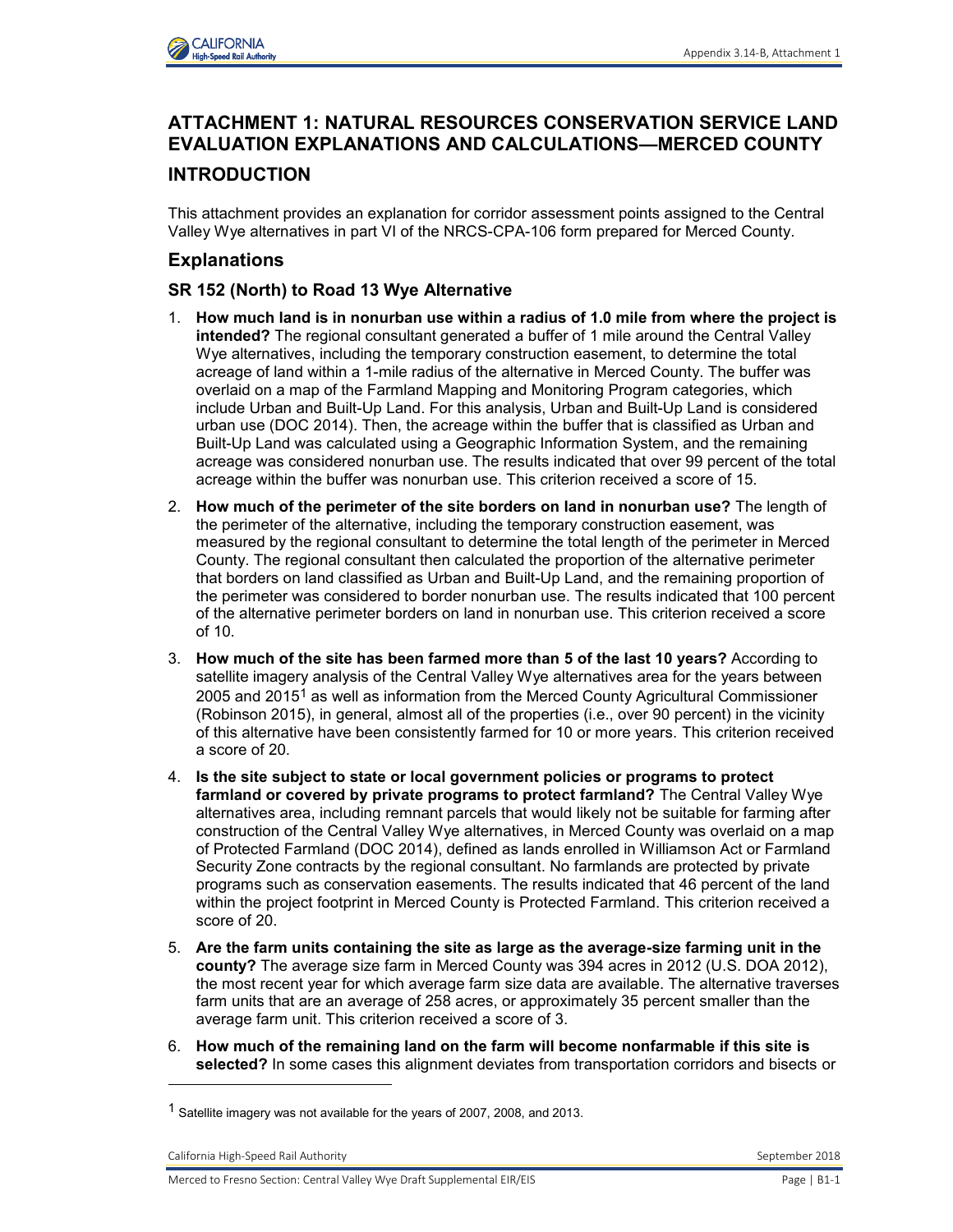# ATTACHMENT 1: NATURAL RESOURCES CONSERVATION SERVICE LAND EVALUATION EXPLANATIONS AND CALCULATIONS—MERCED COUNTY

## INTRODUCTION

This attachment provides an explanation for corridor assessment points assigned to the Central Valley Wye alternatives in part VI of the NRCS-CPA-106 form prepared for Merced County.

## Explanations

### SR 152 (North) to Road 13 Wye Alternative

1. **How much land is in nonurban use within a radius of 1.0 mile from where the project is intended?** The regional consultant generated a buffer of 1 mile around the Central Valley Wye alternatives, including the temporary construction easement, to determine the total acreage of land within a 1-mile radius of the alternative in Merced County. The buffer was overlaid on a map of the Farmland Mapping and Monitoring Program categories, which include Urban and Built-Up Land. For this analysis, Urban and Built-Up Land is considered urban use (DOC 2014). Then, the acreage within the buffer that is classified as Urban and Built-Up Land was calculated using a Geographic Information System, and the remaining acreage was considered nonurban use. The results indicated that over 99 percent of the total acreage within the buffer was nonurban use. This criterion received a score of 15.

2. **How much of the perimeter of the site borders on land in nonurban use?** The length of the perimeter of the alternative, including the temporary construction easement, was measured by the regional consultant to determine the total length of the perimeter in Merced County. The regional consultant then calculated the proportion of the alternative perimeter that borders on land classified as Urban and Built-Up Land, and the remaining proportion of the perimeter was considered to border nonurban use. The results indicated that 100 percent of the alternative perimeter borders on land in nonurban use. This criterion received a score of 10.

3. **How much of the site has been farmed more than 5 of the last 10 years?** According to satellite imagery analysis of the Central Valley Wye alternatives area for the years between 2005 and 2015[1] as well as information from the Merced County Agricultural Commissioner (Robinson 2015), in general, almost all of the properties (i.e., over 90 percent) in the vicinity of this alternative have been consistently farmed for 10 or more years. This criterion received a score of 20.

4. **Is the site subject to state or local government policies or programs to protect farmland or covered by private programs to protect farmland?** The Central Valley Wye alternatives area, including remnant parcels that would likely not be suitable for farming after construction of the Central Valley Wye alternatives, in Merced County was overlaid on a map of Protected Farmland (DOC 2014), defined as lands enrolled in Williamson Act or Farmland Security Zone contracts by the regional consultant. No farmlands are protected by private programs such as conservation easements. The results indicated that 46 percent of the land within the project footprint in Merced County is Protected Farmland. This criterion received a score of 20.

5. **Are the farm units containing the site as large as the average-size farming unit in the county?** The average size farm in Merced County was 394 acres in 2012 (U.S. DOA 2012), the most recent year for which average farm size data are available. The alternative traverses farm units that are an average of 258 acres, or approximately 35 percent smaller than the average farm unit. This criterion received a score of 3.

6. **How much of the remaining land on the farm will become nonfarmable if this site is selected?** In some cases this alignment deviates from transportation corridors and bisects or

---

[1] Satellite imagery was not available for the years of 2007, 2008, and 2013.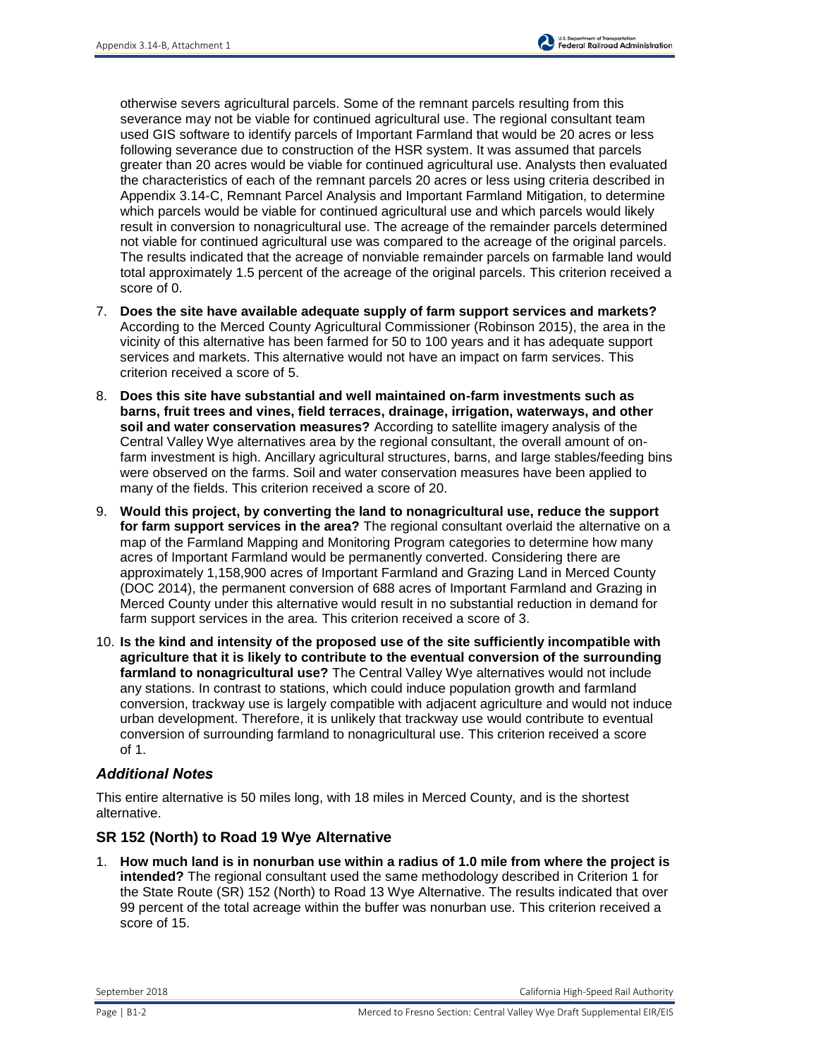otherwise severs agricultural parcels. Some of the remnant parcels resulting from this severance may not be viable for continued agricultural use. The regional consultant team used GIS software to identify parcels of Important Farmland that would be 20 acres or less following severance due to construction of the HSR system. It was assumed that parcels greater than 20 acres would be viable for continued agricultural use. Analysts then evaluated the characteristics of each of the remnant parcels 20 acres or less using criteria described in Appendix 3.14-C, Remnant Parcel Analysis and Important Farmland Mitigation, to determine which parcels would be viable for continued agricultural use and which parcels would likely result in conversion to nonagricultural use. The acreage of the remainder parcels determined not viable for continued agricultural use was compared to the acreage of the original parcels. The results indicated that the acreage of nonviable remainder parcels on farmable land would total approximately 1.5 percent of the acreage of the original parcels. This criterion received a score of 0.

7. **Does the site have available adequate supply of farm support services and markets?** According to the Merced County Agricultural Commissioner (Robinson 2015), the area in the vicinity of this alternative has been farmed for 50 to 100 years and it has adequate support services and markets. This alternative would not have an impact on farm services. This criterion received a score of 5.
8. **Does this site have substantial and well maintained on-farm investments such as barns, fruit trees and vines, field terraces, drainage, irrigation, waterways, and other soil and water conservation measures?** According to satellite imagery analysis of the Central Valley Wye alternatives area by the regional consultant, the overall amount of on-farm investment is high. Ancillary agricultural structures, barns, and large stables/feeding bins were observed on the farms. Soil and water conservation measures have been applied to many of the fields. This criterion received a score of 20.
9. **Would this project, by converting the land to nonagricultural use, reduce the support for farm support services in the area?** The regional consultant overlaid the alternative on a map of the Farmland Mapping and Monitoring Program categories to determine how many acres of Important Farmland would be permanently converted. Considering there are approximately 1,158,900 acres of Important Farmland and Grazing Land in Merced County (DOC 2014), the permanent conversion of 688 acres of Important Farmland and Grazing in Merced County under this alternative would result in no substantial reduction in demand for farm support services in the area. This criterion received a score of 3.
10. **Is the kind and intensity of the proposed use of the site sufficiently incompatible with agriculture that it is likely to contribute to the eventual conversion of the surrounding farmland to nonagricultural use?** The Central Valley Wye alternatives would not include any stations. In contrast to stations, which could induce population growth and farmland conversion, trackway use is largely compatible with adjacent agriculture and would not induce urban development. Therefore, it is unlikely that trackway use would contribute to eventual conversion of surrounding farmland to nonagricultural use. This criterion received a score of 1.

### *Additional Notes*

This entire alternative is 50 miles long, with 18 miles in Merced County, and is the shortest alternative.

### SR 152 (North) to Road 19 Wye Alternative

1. **How much land is in nonurban use within a radius of 1.0 mile from where the project is intended?** The regional consultant used the same methodology described in Criterion 1 for the State Route (SR) 152 (North) to Road 13 Wye Alternative. The results indicated that over 99 percent of the total acreage within the buffer was nonurban use. This criterion received a score of 15.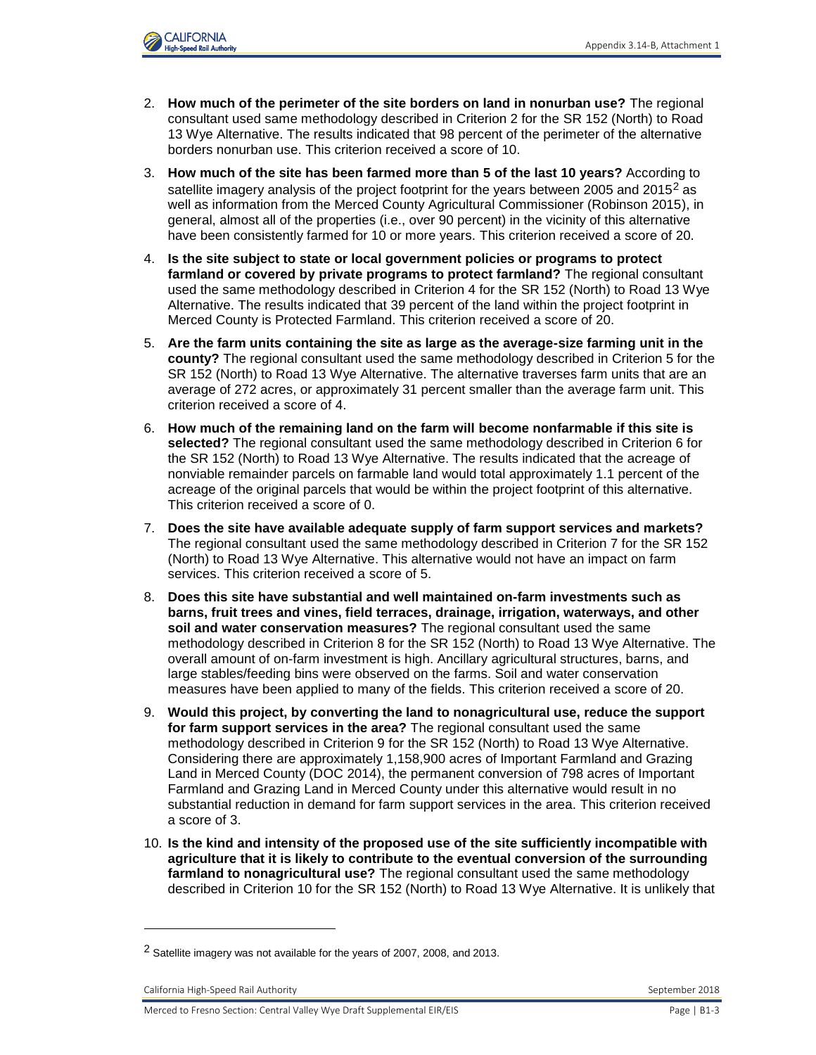2. **How much of the perimeter of the site borders on land in nonurban use?** The regional consultant used same methodology described in Criterion 2 for the SR 152 (North) to Road 13 Wye Alternative. The results indicated that 98 percent of the perimeter of the alternative borders nonurban use. This criterion received a score of 10.
3. **How much of the site has been farmed more than 5 of the last 10 years?** According to satellite imagery analysis of the project footprint for the years between 2005 and 2015[2] as well as information from the Merced County Agricultural Commissioner (Robinson 2015), in general, almost all of the properties (i.e., over 90 percent) in the vicinity of this alternative have been consistently farmed for 10 or more years. This criterion received a score of 20.
4. **Is the site subject to state or local government policies or programs to protect farmland or covered by private programs to protect farmland?** The regional consultant used the same methodology described in Criterion 4 for the SR 152 (North) to Road 13 Wye Alternative. The results indicated that 39 percent of the land within the project footprint in Merced County is Protected Farmland. This criterion received a score of 20.
5. **Are the farm units containing the site as large as the average-size farming unit in the county?** The regional consultant used the same methodology described in Criterion 5 for the SR 152 (North) to Road 13 Wye Alternative. The alternative traverses farm units that are an average of 272 acres, or approximately 31 percent smaller than the average farm unit. This criterion received a score of 4.
6. **How much of the remaining land on the farm will become nonfarmable if this site is selected?** The regional consultant used the same methodology described in Criterion 6 for the SR 152 (North) to Road 13 Wye Alternative. The results indicated that the acreage of nonviable remainder parcels on farmable land would total approximately 1.1 percent of the acreage of the original parcels that would be within the project footprint of this alternative. This criterion received a score of 0.
7. **Does the site have available adequate supply of farm support services and markets?** The regional consultant used the same methodology described in Criterion 7 for the SR 152 (North) to Road 13 Wye Alternative. This alternative would not have an impact on farm services. This criterion received a score of 5.
8. **Does this site have substantial and well maintained on-farm investments such as barns, fruit trees and vines, field terraces, drainage, irrigation, waterways, and other soil and water conservation measures?** The regional consultant used the same methodology described in Criterion 8 for the SR 152 (North) to Road 13 Wye Alternative. The overall amount of on-farm investment is high. Ancillary agricultural structures, barns, and large stables/feeding bins were observed on the farms. Soil and water conservation measures have been applied to many of the fields. This criterion received a score of 20.
9. **Would this project, by converting the land to nonagricultural use, reduce the support for farm support services in the area?** The regional consultant used the same methodology described in Criterion 9 for the SR 152 (North) to Road 13 Wye Alternative. Considering there are approximately 1,158,900 acres of Important Farmland and Grazing Land in Merced County (DOC 2014), the permanent conversion of 798 acres of Important Farmland and Grazing Land in Merced County under this alternative would result in no substantial reduction in demand for farm support services in the area. This criterion received a score of 3.
10. **Is the kind and intensity of the proposed use of the site sufficiently incompatible with agriculture that it is likely to contribute to the eventual conversion of the surrounding farmland to nonagricultural use?** The regional consultant used the same methodology described in Criterion 10 for the SR 152 (North) to Road 13 Wye Alternative. It is unlikely that

---

[2] Satellite imagery was not available for the years of 2007, 2008, and 2013.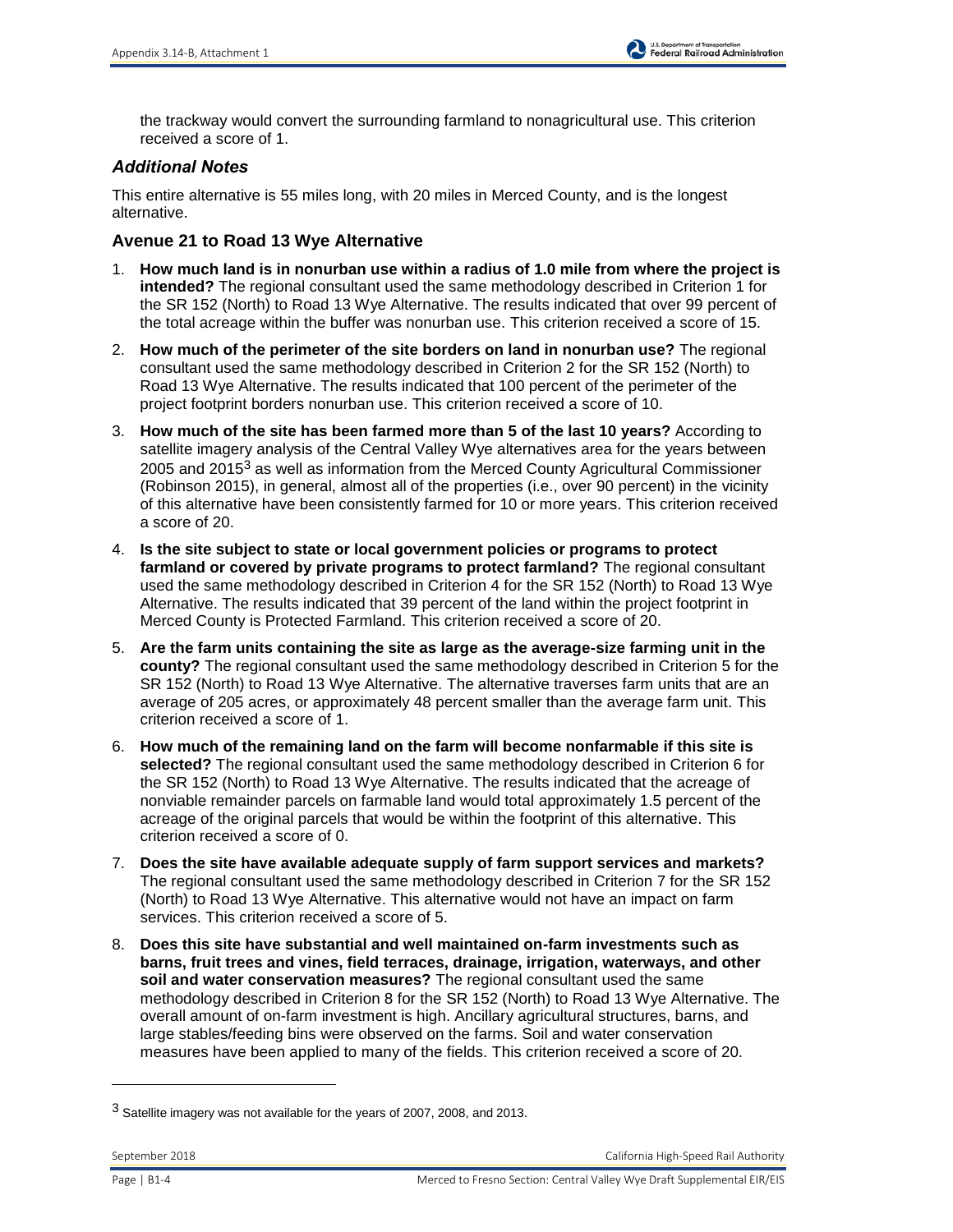the trackway would convert the surrounding farmland to nonagricultural use. This criterion received a score of 1.

### *Additional Notes*

This entire alternative is 55 miles long, with 20 miles in Merced County, and is the longest alternative.

### Avenue 21 to Road 13 Wye Alternative

1. **How much land is in nonurban use within a radius of 1.0 mile from where the project is intended?** The regional consultant used the same methodology described in Criterion 1 for the SR 152 (North) to Road 13 Wye Alternative. The results indicated that over 99 percent of the total acreage within the buffer was nonurban use. This criterion received a score of 15.
2. **How much of the perimeter of the site borders on land in nonurban use?** The regional consultant used the same methodology described in Criterion 2 for the SR 152 (North) to Road 13 Wye Alternative. The results indicated that 100 percent of the perimeter of the project footprint borders nonurban use. This criterion received a score of 10.
3. **How much of the site has been farmed more than 5 of the last 10 years?** According to satellite imagery analysis of the Central Valley Wye alternatives area for the years between 2005 and 2015[3] as well as information from the Merced County Agricultural Commissioner (Robinson 2015), in general, almost all of the properties (i.e., over 90 percent) in the vicinity of this alternative have been consistently farmed for 10 or more years. This criterion received a score of 20.
4. **Is the site subject to state or local government policies or programs to protect farmland or covered by private programs to protect farmland?** The regional consultant used the same methodology described in Criterion 4 for the SR 152 (North) to Road 13 Wye Alternative. The results indicated that 39 percent of the land within the project footprint in Merced County is Protected Farmland. This criterion received a score of 20.
5. **Are the farm units containing the site as large as the average-size farming unit in the county?** The regional consultant used the same methodology described in Criterion 5 for the SR 152 (North) to Road 13 Wye Alternative. The alternative traverses farm units that are an average of 205 acres, or approximately 48 percent smaller than the average farm unit. This criterion received a score of 1.
6. **How much of the remaining land on the farm will become nonfarmable if this site is selected?** The regional consultant used the same methodology described in Criterion 6 for the SR 152 (North) to Road 13 Wye Alternative. The results indicated that the acreage of nonviable remainder parcels on farmable land would total approximately 1.5 percent of the acreage of the original parcels that would be within the footprint of this alternative. This criterion received a score of 0.
7. **Does the site have available adequate supply of farm support services and markets?** The regional consultant used the same methodology described in Criterion 7 for the SR 152 (North) to Road 13 Wye Alternative. This alternative would not have an impact on farm services. This criterion received a score of 5.
8. **Does this site have substantial and well maintained on-farm investments such as barns, fruit trees and vines, field terraces, drainage, irrigation, waterways, and other soil and water conservation measures?** The regional consultant used the same methodology described in Criterion 8 for the SR 152 (North) to Road 13 Wye Alternative. The overall amount of on-farm investment is high. Ancillary agricultural structures, barns, and large stables/feeding bins were observed on the farms. Soil and water conservation measures have been applied to many of the fields. This criterion received a score of 20.

---

[3] Satellite imagery was not available for the years of 2007, 2008, and 2013.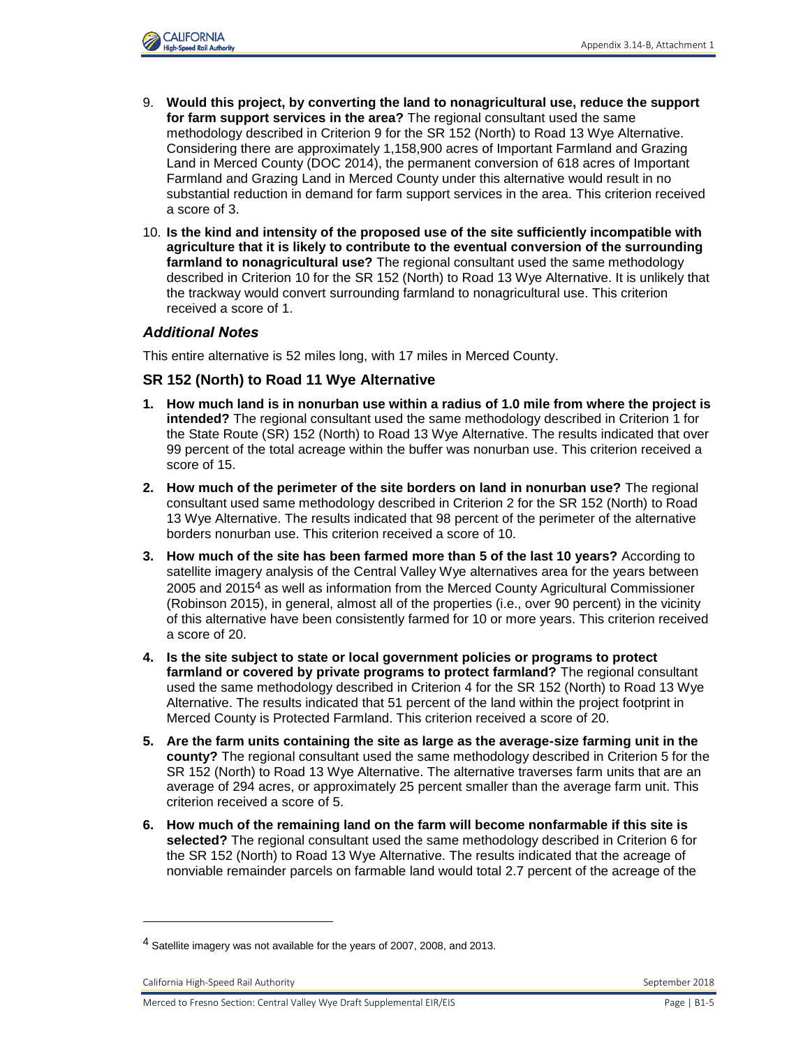9. **Would this project, by converting the land to nonagricultural use, reduce the support for farm support services in the area?** The regional consultant used the same methodology described in Criterion 9 for the SR 152 (North) to Road 13 Wye Alternative. Considering there are approximately 1,158,900 acres of Important Farmland and Grazing Land in Merced County (DOC 2014), the permanent conversion of 618 acres of Important Farmland and Grazing Land in Merced County under this alternative would result in no substantial reduction in demand for farm support services in the area. This criterion received a score of 3.
10. **Is the kind and intensity of the proposed use of the site sufficiently incompatible with agriculture that it is likely to contribute to the eventual conversion of the surrounding farmland to nonagricultural use?** The regional consultant used the same methodology described in Criterion 10 for the SR 152 (North) to Road 13 Wye Alternative. It is unlikely that the trackway would convert surrounding farmland to nonagricultural use. This criterion received a score of 1.

### *Additional Notes*

This entire alternative is 52 miles long, with 17 miles in Merced County.

### SR 152 (North) to Road 11 Wye Alternative

1. **How much land is in nonurban use within a radius of 1.0 mile from where the project is intended?** The regional consultant used the same methodology described in Criterion 1 for the State Route (SR) 152 (North) to Road 13 Wye Alternative. The results indicated that over 99 percent of the total acreage within the buffer was nonurban use. This criterion received a score of 15.
2. **How much of the perimeter of the site borders on land in nonurban use?** The regional consultant used same methodology described in Criterion 2 for the SR 152 (North) to Road 13 Wye Alternative. The results indicated that 98 percent of the perimeter of the alternative borders nonurban use. This criterion received a score of 10.
3. **How much of the site has been farmed more than 5 of the last 10 years?** According to satellite imagery analysis of the Central Valley Wye alternatives area for the years between 2005 and 2015[4] as well as information from the Merced County Agricultural Commissioner (Robinson 2015), in general, almost all of the properties (i.e., over 90 percent) in the vicinity of this alternative have been consistently farmed for 10 or more years. This criterion received a score of 20.
4. **Is the site subject to state or local government policies or programs to protect farmland or covered by private programs to protect farmland?** The regional consultant used the same methodology described in Criterion 4 for the SR 152 (North) to Road 13 Wye Alternative. The results indicated that 51 percent of the land within the project footprint in Merced County is Protected Farmland. This criterion received a score of 20.
5. **Are the farm units containing the site as large as the average-size farming unit in the county?** The regional consultant used the same methodology described in Criterion 5 for the SR 152 (North) to Road 13 Wye Alternative. The alternative traverses farm units that are an average of 294 acres, or approximately 25 percent smaller than the average farm unit. This criterion received a score of 5.
6. **How much of the remaining land on the farm will become nonfarmable if this site is selected?** The regional consultant used the same methodology described in Criterion 6 for the SR 152 (North) to Road 13 Wye Alternative. The results indicated that the acreage of nonviable remainder parcels on farmable land would total 2.7 percent of the acreage of the

---

[4] Satellite imagery was not available for the years of 2007, 2008, and 2013.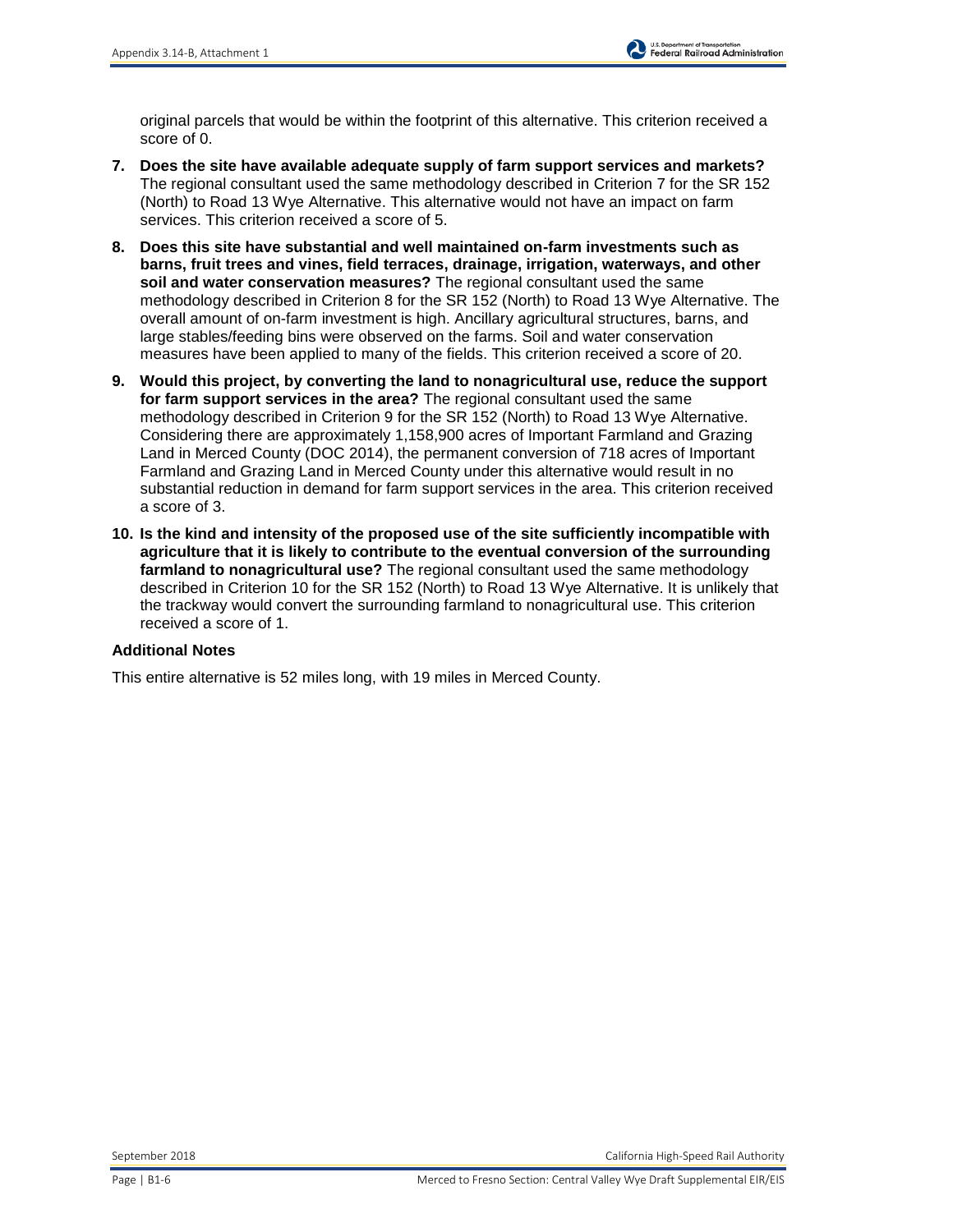original parcels that would be within the footprint of this alternative. This criterion received a score of 0.

7. **Does the site have available adequate supply of farm support services and markets?** The regional consultant used the same methodology described in Criterion 7 for the SR 152 (North) to Road 13 Wye Alternative. This alternative would not have an impact on farm services. This criterion received a score of 5.

8. **Does this site have substantial and well maintained on-farm investments such as barns, fruit trees and vines, field terraces, drainage, irrigation, waterways, and other soil and water conservation measures?** The regional consultant used the same methodology described in Criterion 8 for the SR 152 (North) to Road 13 Wye Alternative. The overall amount of on-farm investment is high. Ancillary agricultural structures, barns, and large stables/feeding bins were observed on the farms. Soil and water conservation measures have been applied to many of the fields. This criterion received a score of 20.

9. **Would this project, by converting the land to nonagricultural use, reduce the support for farm support services in the area?** The regional consultant used the same methodology described in Criterion 9 for the SR 152 (North) to Road 13 Wye Alternative. Considering there are approximately 1,158,900 acres of Important Farmland and Grazing Land in Merced County (DOC 2014), the permanent conversion of 718 acres of Important Farmland and Grazing Land in Merced County under this alternative would result in no substantial reduction in demand for farm support services in the area. This criterion received a score of 3.

10. **Is the kind and intensity of the proposed use of the site sufficiently incompatible with agriculture that it is likely to contribute to the eventual conversion of the surrounding farmland to nonagricultural use?** The regional consultant used the same methodology described in Criterion 10 for the SR 152 (North) to Road 13 Wye Alternative. It is unlikely that the trackway would convert the surrounding farmland to nonagricultural use. This criterion received a score of 1.

#### Additional Notes

This entire alternative is 52 miles long, with 19 miles in Merced County.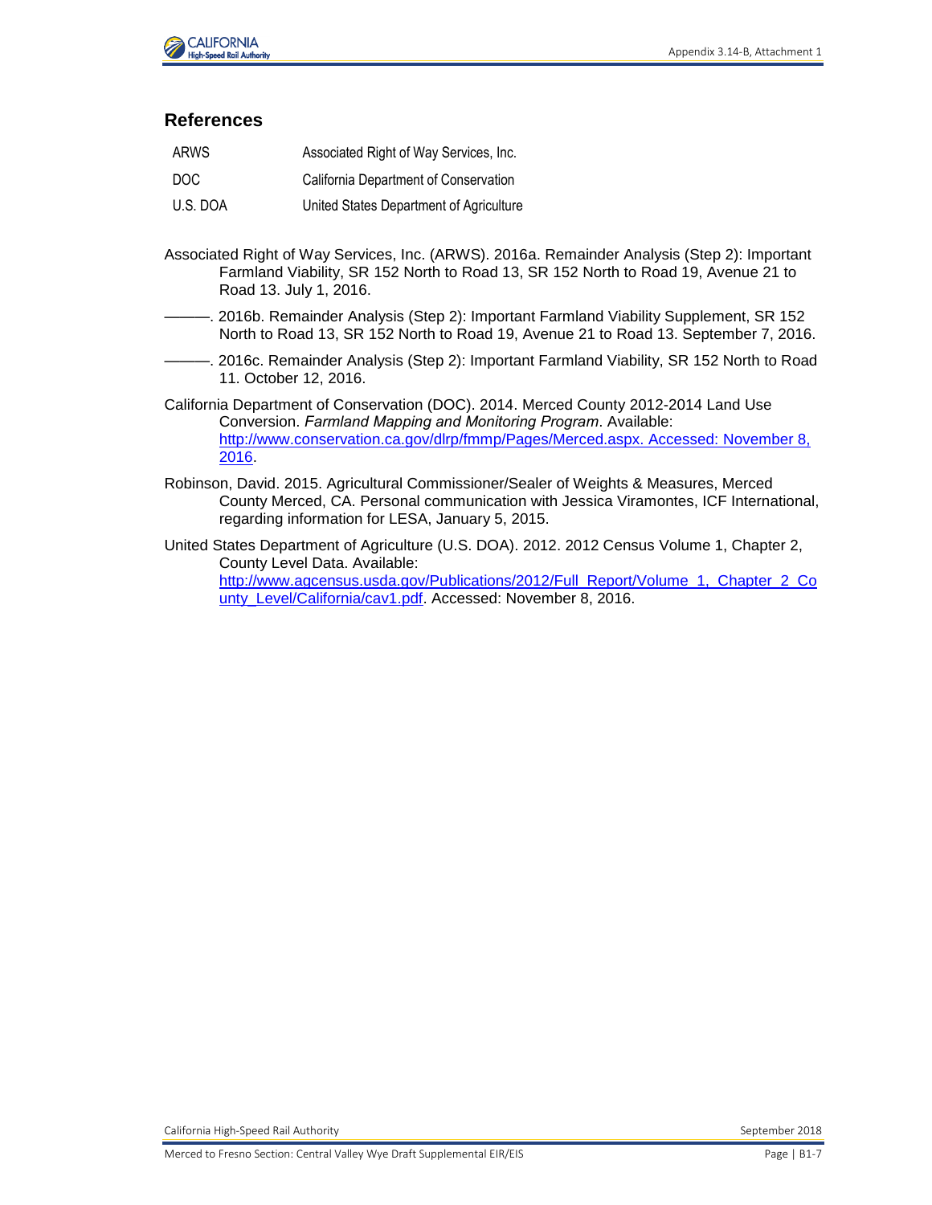## References

| | |
|---|---|
| ARWS | Associated Right of Way Services, Inc. |
| DOC | California Department of Conservation |
| U.S. DOA | United States Department of Agriculture |

Associated Right of Way Services, Inc. (ARWS). 2016a. Remainder Analysis (Step 2): Important Farmland Viability, SR 152 North to Road 13, SR 152 North to Road 19, Avenue 21 to Road 13. July 1, 2016.

———. 2016b. Remainder Analysis (Step 2): Important Farmland Viability Supplement, SR 152 North to Road 13, SR 152 North to Road 19, Avenue 21 to Road 13. September 7, 2016.

———. 2016c. Remainder Analysis (Step 2): Important Farmland Viability, SR 152 North to Road 11. October 12, 2016.

California Department of Conservation (DOC). 2014. Merced County 2012-2014 Land Use Conversion. *Farmland Mapping and Monitoring Program*. Available: http://www.conservation.ca.gov/dlrp/fmmp/Pages/Merced.aspx. Accessed: November 8, 2016.

Robinson, David. 2015. Agricultural Commissioner/Sealer of Weights & Measures, Merced County Merced, CA. Personal communication with Jessica Viramontes, ICF International, regarding information for LESA, January 5, 2015.

United States Department of Agriculture (U.S. DOA). 2012. 2012 Census Volume 1, Chapter 2, County Level Data. Available: http://www.agcensus.usda.gov/Publications/2012/Full_Report/Volume_1,_Chapter_2_County_Level/California/cav1.pdf. Accessed: November 8, 2016.